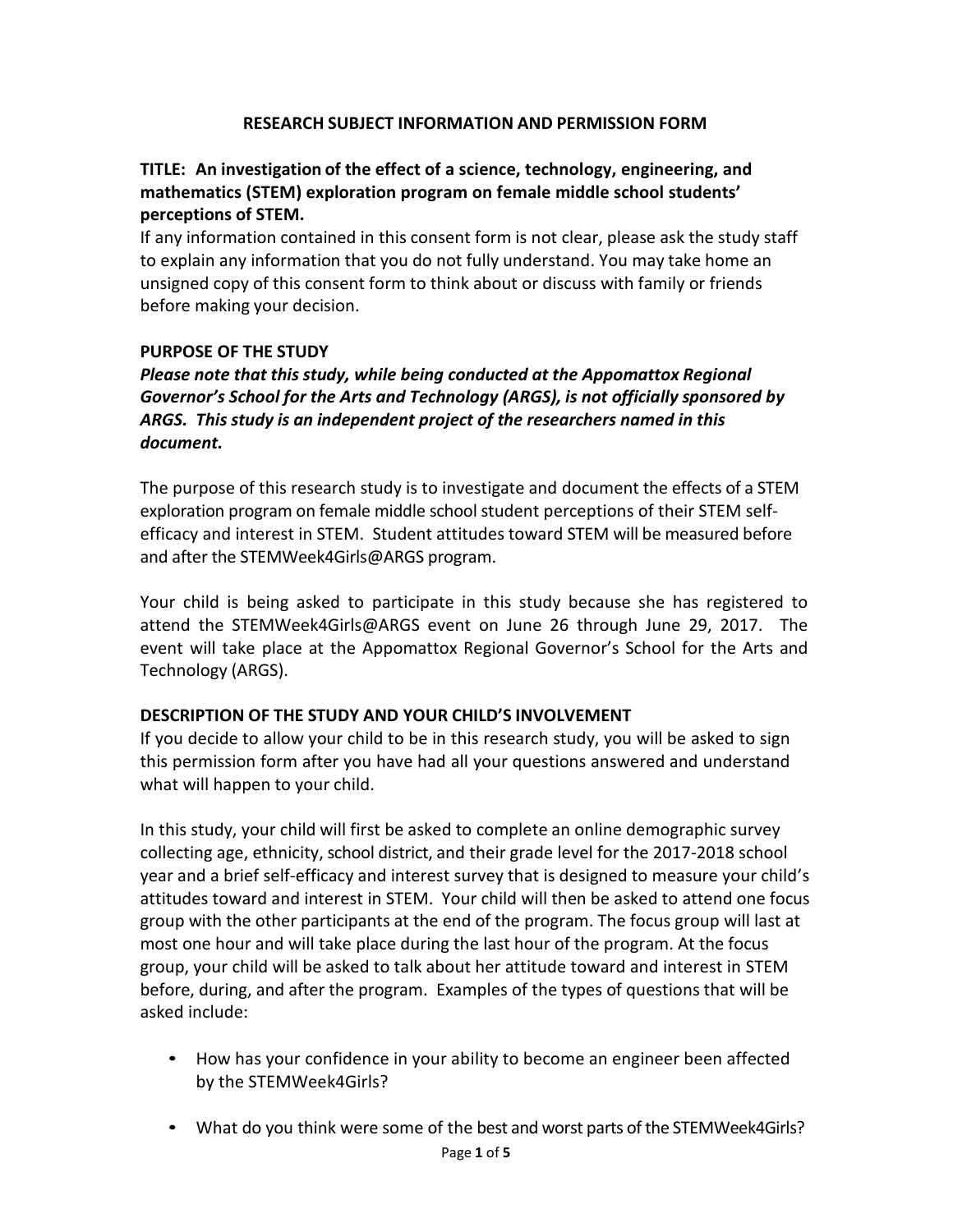# RESEARCH SUBJECT INFORMATION AND PERMISSION FORM

## TITLE: An investigation of the effect of a science, technology, engineering, and mathematics (STEM) exploration program on female middle school students' perceptions of STEM.

If any information contained in this consent form is not clear, please ask the study staff to explain any information that you do not fully understand. You may take home an unsigned copy of this consent form to think about or discuss with family or friends before making your decision.

## PURPOSE OF THE STUDY

***Please note that this study, while being conducted at the Appomattox Regional Governor's School for the Arts and Technology (ARGS), is not officially sponsored by ARGS. This study is an independent project of the researchers named in this document.***

The purpose of this research study is to investigate and document the effects of a STEM exploration program on female middle school student perceptions of their STEM self-efficacy and interest in STEM. Student attitudes toward STEM will be measured before and after the STEMWeek4Girls@ARGS program.

Your child is being asked to participate in this study because she has registered to attend the STEMWeek4Girls@ARGS event on June 26 through June 29, 2017. The event will take place at the Appomattox Regional Governor's School for the Arts and Technology (ARGS).

## DESCRIPTION OF THE STUDY AND YOUR CHILD'S INVOLVEMENT

If you decide to allow your child to be in this research study, you will be asked to sign this permission form after you have had all your questions answered and understand what will happen to your child.

In this study, your child will first be asked to complete an online demographic survey collecting age, ethnicity, school district, and their grade level for the 2017-2018 school year and a brief self-efficacy and interest survey that is designed to measure your child's attitudes toward and interest in STEM. Your child will then be asked to attend one focus group with the other participants at the end of the program. The focus group will last at most one hour and will take place during the last hour of the program. At the focus group, your child will be asked to talk about her attitude toward and interest in STEM before, during, and after the program. Examples of the types of questions that will be asked include:

- How has your confidence in your ability to become an engineer been affected by the STEMWeek4Girls?
- What do you think were some of the best and worst parts of the STEMWeek4Girls?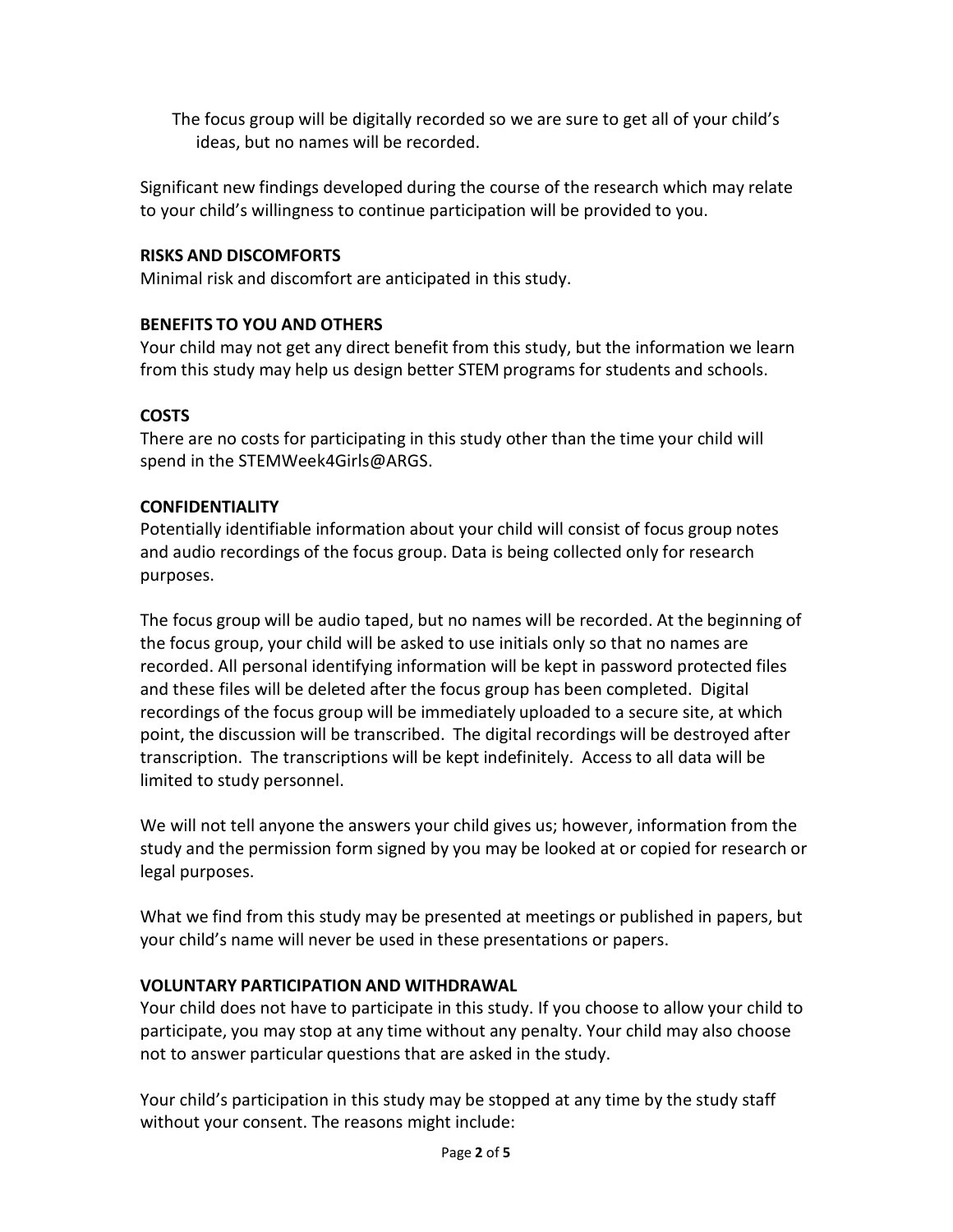The focus group will be digitally recorded so we are sure to get all of your child's ideas, but no names will be recorded.

Significant new findings developed during the course of the research which may relate to your child's willingness to continue participation will be provided to you.

**RISKS AND DISCOMFORTS**
Minimal risk and discomfort are anticipated in this study.

**BENEFITS TO YOU AND OTHERS**
Your child may not get any direct benefit from this study, but the information we learn from this study may help us design better STEM programs for students and schools.

**COSTS**
There are no costs for participating in this study other than the time your child will spend in the STEMWeek4Girls@ARGS.

**CONFIDENTIALITY**
Potentially identifiable information about your child will consist of focus group notes and audio recordings of the focus group. Data is being collected only for research purposes.

The focus group will be audio taped, but no names will be recorded. At the beginning of the focus group, your child will be asked to use initials only so that no names are recorded. All personal identifying information will be kept in password protected files and these files will be deleted after the focus group has been completed. Digital recordings of the focus group will be immediately uploaded to a secure site, at which point, the discussion will be transcribed. The digital recordings will be destroyed after transcription. The transcriptions will be kept indefinitely. Access to all data will be limited to study personnel.

We will not tell anyone the answers your child gives us; however, information from the study and the permission form signed by you may be looked at or copied for research or legal purposes.

What we find from this study may be presented at meetings or published in papers, but your child's name will never be used in these presentations or papers.

**VOLUNTARY PARTICIPATION AND WITHDRAWAL**
Your child does not have to participate in this study. If you choose to allow your child to participate, you may stop at any time without any penalty. Your child may also choose not to answer particular questions that are asked in the study.

Your child's participation in this study may be stopped at any time by the study staff without your consent. The reasons might include: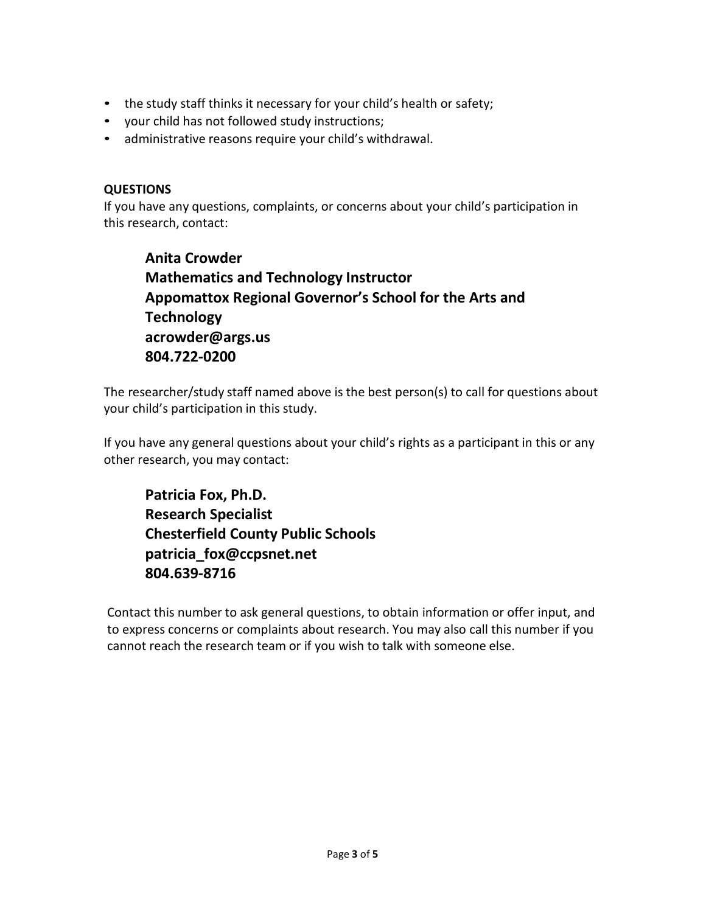- the study staff thinks it necessary for your child's health or safety;
- your child has not followed study instructions;
- administrative reasons require your child's withdrawal.

**QUESTIONS**

If you have any questions, complaints, or concerns about your child's participation in this research, contact:

> **Anita Crowder**
> **Mathematics and Technology Instructor**
> **Appomattox Regional Governor's School for the Arts and Technology**
> **acrowder@args.us**
> **804.722-0200**

The researcher/study staff named above is the best person(s) to call for questions about your child's participation in this study.

If you have any general questions about your child's rights as a participant in this or any other research, you may contact:

> **Patricia Fox, Ph.D.**
> **Research Specialist**
> **Chesterfield County Public Schools**
> **patricia_fox@ccpsnet.net**
> **804.639-8716**

Contact this number to ask general questions, to obtain information or offer input, and to express concerns or complaints about research. You may also call this number if you cannot reach the research team or if you wish to talk with someone else.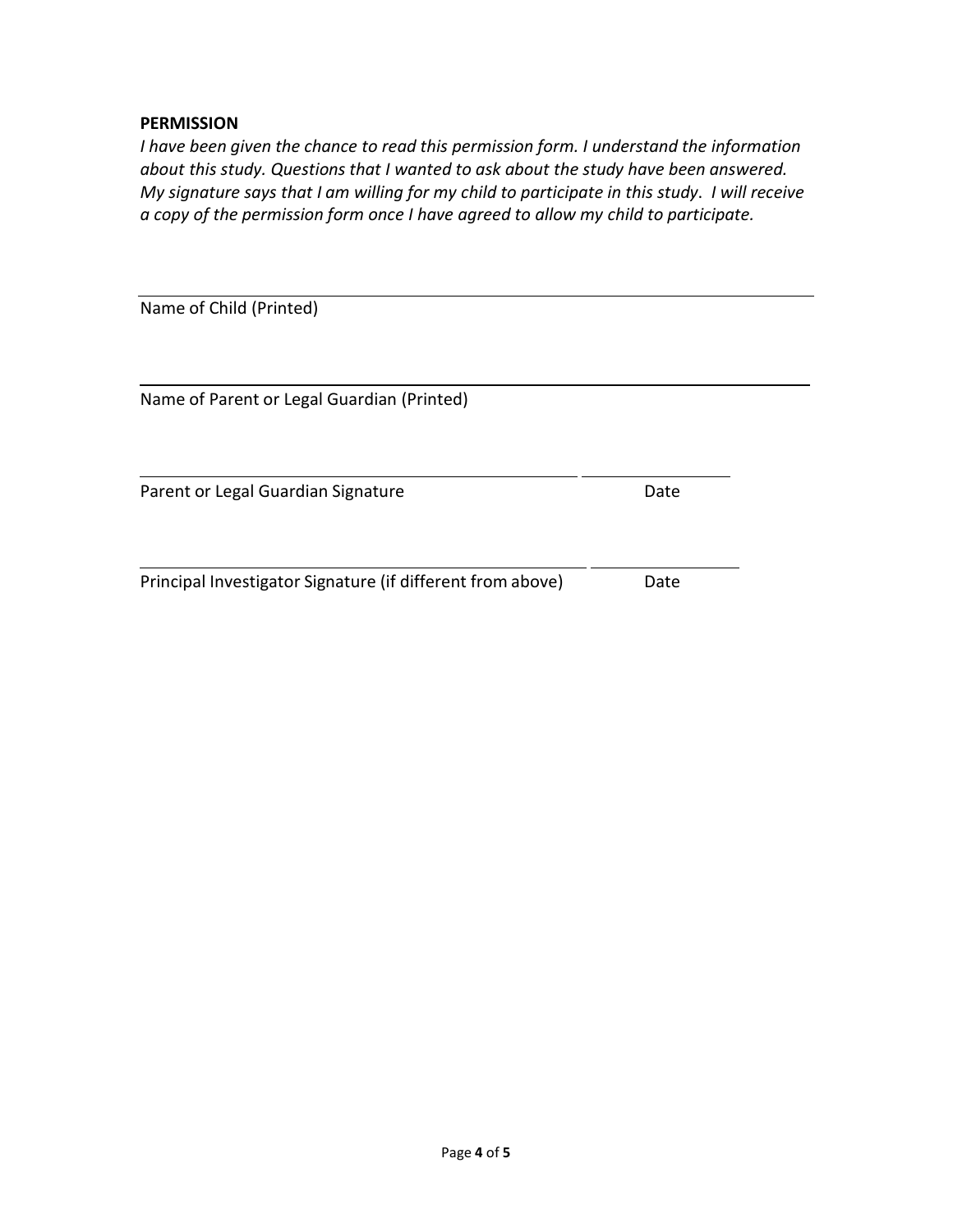**PERMISSION**

*I have been given the chance to read this permission form. I understand the information about this study. Questions that I wanted to ask about the study have been answered. My signature says that I am willing for my child to participate in this study. I will receive a copy of the permission form once I have agreed to allow my child to participate.*

\_\_\_\_\_\_\_\_\_\_\_\_\_\_\_\_\_\_\_\_\_\_\_\_\_\_\_\_\_\_\_\_\_\_\_\_\_\_\_\_\_\_\_\_\_\_\_\_\_\_\_\_\_\_\_\_

Name of Child (Printed)

\_\_\_\_\_\_\_\_\_\_\_\_\_\_\_\_\_\_\_\_\_\_\_\_\_\_\_\_\_\_\_\_\_\_\_\_\_\_\_\_\_\_\_\_\_\_\_\_\_\_\_\_\_\_\_\_

Name of Parent or Legal Guardian (Printed)

\_\_\_\_\_\_\_\_\_\_\_\_\_\_\_\_\_\_\_\_\_\_\_\_\_\_\_\_\_\_\_\_\_\_\_\_\_\_\_\_ \_\_\_\_\_\_\_\_\_\_\_\_\_\_\_

Parent or Legal Guardian Signature Date

\_\_\_\_\_\_\_\_\_\_\_\_\_\_\_\_\_\_\_\_\_\_\_\_\_\_\_\_\_\_\_\_\_\_\_\_\_\_\_\_ \_\_\_\_\_\_\_\_\_\_\_\_\_\_\_

Principal Investigator Signature (if different from above) Date